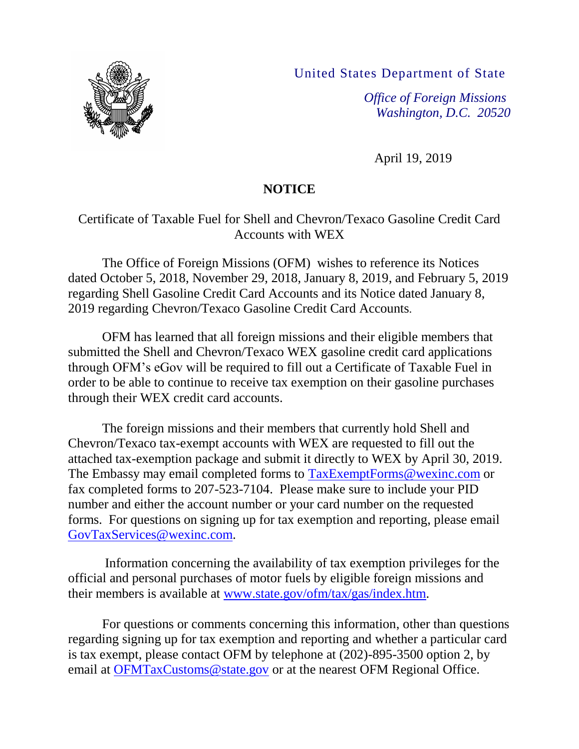United States Department of State

*Office of Foreign Missions*
*Washington, D.C. 20520*

April 19, 2019

# NOTICE

Certificate of Taxable Fuel for Shell and Chevron/Texaco Gasoline Credit Card Accounts with WEX

The Office of Foreign Missions (OFM) wishes to reference its Notices dated October 5, 2018, November 29, 2018, January 8, 2019, and February 5, 2019 regarding Shell Gasoline Credit Card Accounts and its Notice dated January 8, 2019 regarding Chevron/Texaco Gasoline Credit Card Accounts.

OFM has learned that all foreign missions and their eligible members that submitted the Shell and Chevron/Texaco WEX gasoline credit card applications through OFM's eGov will be required to fill out a Certificate of Taxable Fuel in order to be able to continue to receive tax exemption on their gasoline purchases through their WEX credit card accounts.

The foreign missions and their members that currently hold Shell and Chevron/Texaco tax-exempt accounts with WEX are requested to fill out the attached tax-exemption package and submit it directly to WEX by April 30, 2019. The Embassy may email completed forms to TaxExemptForms@wexinc.com or fax completed forms to 207-523-7104. Please make sure to include your PID number and either the account number or your card number on the requested forms. For questions on signing up for tax exemption and reporting, please email GovTaxServices@wexinc.com.

Information concerning the availability of tax exemption privileges for the official and personal purchases of motor fuels by eligible foreign missions and their members is available at www.state.gov/ofm/tax/gas/index.htm.

For questions or comments concerning this information, other than questions regarding signing up for tax exemption and reporting and whether a particular card is tax exempt, please contact OFM by telephone at (202)-895-3500 option 2, by email at OFMTaxCustoms@state.gov or at the nearest OFM Regional Office.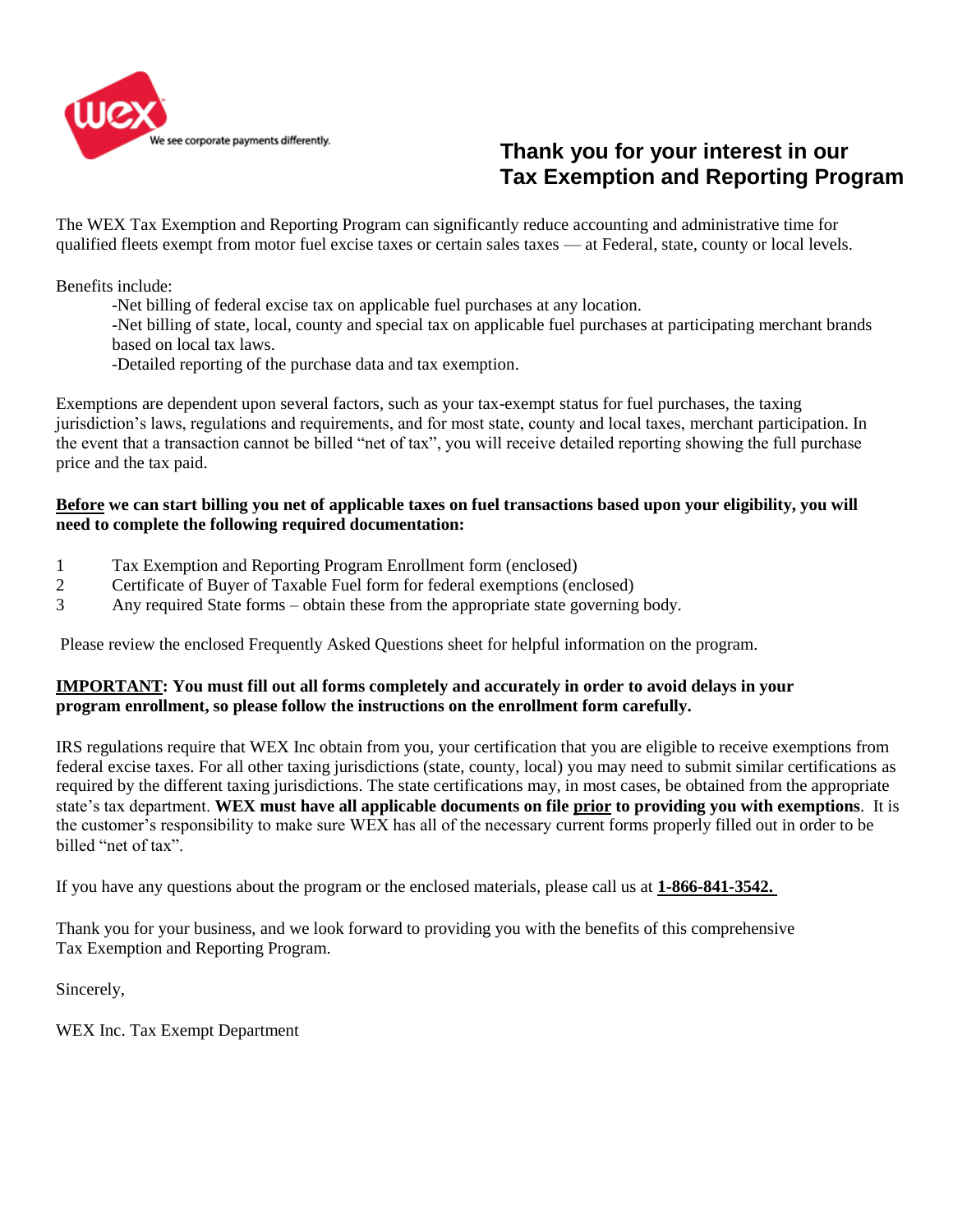wex

We see corporate payments differently.

# Thank you for your interest in our Tax Exemption and Reporting Program

The WEX Tax Exemption and Reporting Program can significantly reduce accounting and administrative time for qualified fleets exempt from motor fuel excise taxes or certain sales taxes — at Federal, state, county or local levels.

Benefits include:

- Net billing of federal excise tax on applicable fuel purchases at any location.
- Net billing of state, local, county and special tax on applicable fuel purchases at participating merchant brands based on local tax laws.
- Detailed reporting of the purchase data and tax exemption.

Exemptions are dependent upon several factors, such as your tax-exempt status for fuel purchases, the taxing jurisdiction's laws, regulations and requirements, and for most state, county and local taxes, merchant participation. In the event that a transaction cannot be billed "net of tax", you will receive detailed reporting showing the full purchase price and the tax paid.

**<u>Before</u> we can start billing you net of applicable taxes on fuel transactions based upon your eligibility, you will need to complete the following required documentation:**

1. Tax Exemption and Reporting Program Enrollment form (enclosed)
2. Certificate of Buyer of Taxable Fuel form for federal exemptions (enclosed)
3. Any required State forms – obtain these from the appropriate state governing body.

Please review the enclosed Frequently Asked Questions sheet for helpful information on the program.

**<u>IMPORTANT</u>: You must fill out all forms completely and accurately in order to avoid delays in your program enrollment, so please follow the instructions on the enrollment form carefully.**

IRS regulations require that WEX Inc obtain from you, your certification that you are eligible to receive exemptions from federal excise taxes. For all other taxing jurisdictions (state, county, local) you may need to submit similar certifications as required by the different taxing jurisdictions. The state certifications may, in most cases, be obtained from the appropriate state's tax department. **WEX must have all applicable documents on file <u>prior</u> to providing you with exemptions**. It is the customer's responsibility to make sure WEX has all of the necessary current forms properly filled out in order to be billed "net of tax".

If you have any questions about the program or the enclosed materials, please call us at **<u>1-866-841-3542.</u>**

Thank you for your business, and we look forward to providing you with the benefits of this comprehensive Tax Exemption and Reporting Program.

Sincerely,

WEX Inc. Tax Exempt Department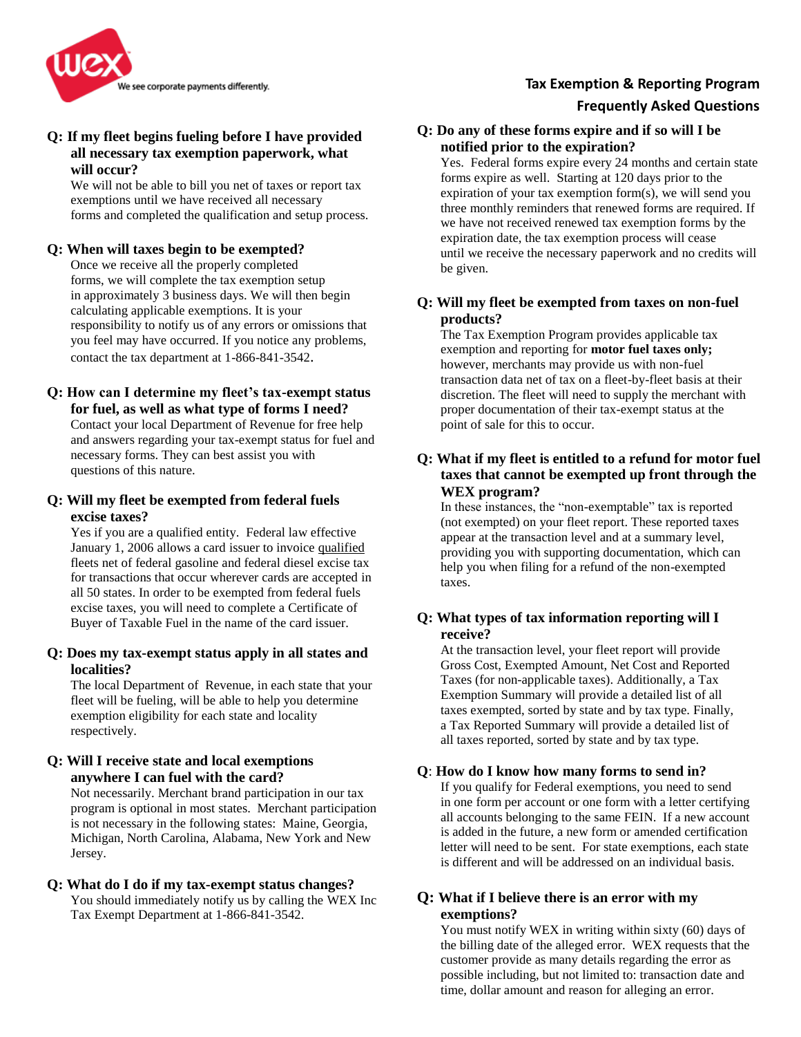## Tax Exemption & Reporting Program Frequently Asked Questions

**Q: If my fleet begins fueling before I have provided all necessary tax exemption paperwork, what will occur?**

We will not be able to bill you net of taxes or report tax exemptions until we have received all necessary forms and completed the qualification and setup process.

**Q: When will taxes begin to be exempted?**

Once we receive all the properly completed forms, we will complete the tax exemption setup in approximately 3 business days. We will then begin calculating applicable exemptions. It is your responsibility to notify us of any errors or omissions that you feel may have occurred. If you notice any problems, contact the tax department at 1-866-841-3542.

**Q: How can I determine my fleet's tax-exempt status for fuel, as well as what type of forms I need?**

Contact your local Department of Revenue for free help and answers regarding your tax-exempt status for fuel and necessary forms. They can best assist you with questions of this nature.

**Q: Will my fleet be exempted from federal fuels excise taxes?**

Yes if you are a qualified entity. Federal law effective January 1, 2006 allows a card issuer to invoice qualified fleets net of federal gasoline and federal diesel excise tax for transactions that occur wherever cards are accepted in all 50 states. In order to be exempted from federal fuels excise taxes, you will need to complete a Certificate of Buyer of Taxable Fuel in the name of the card issuer.

**Q: Does my tax-exempt status apply in all states and localities?**

The local Department of Revenue, in each state that your fleet will be fueling, will be able to help you determine exemption eligibility for each state and locality respectively.

**Q: Will I receive state and local exemptions anywhere I can fuel with the card?**

Not necessarily. Merchant brand participation in our tax program is optional in most states. Merchant participation is not necessary in the following states: Maine, Georgia, Michigan, North Carolina, Alabama, New York and New Jersey.

**Q: What do I do if my tax-exempt status changes?**

You should immediately notify us by calling the WEX Inc Tax Exempt Department at 1-866-841-3542.

**Q: Do any of these forms expire and if so will I be notified prior to the expiration?**

Yes. Federal forms expire every 24 months and certain state forms expire as well. Starting at 120 days prior to the expiration of your tax exemption form(s), we will send you three monthly reminders that renewed forms are required. If we have not received renewed tax exemption forms by the expiration date, the tax exemption process will cease until we receive the necessary paperwork and no credits will be given.

**Q: Will my fleet be exempted from taxes on non-fuel products?**

The Tax Exemption Program provides applicable tax exemption and reporting for **motor fuel taxes only;** however, merchants may provide us with non-fuel transaction data net of tax on a fleet-by-fleet basis at their discretion. The fleet will need to supply the merchant with proper documentation of their tax-exempt status at the point of sale for this to occur.

**Q: What if my fleet is entitled to a refund for motor fuel taxes that cannot be exempted up front through the WEX program?**

In these instances, the "non-exemptable" tax is reported (not exempted) on your fleet report. These reported taxes appear at the transaction level and at a summary level, providing you with supporting documentation, which can help you when filing for a refund of the non-exempted taxes.

**Q: What types of tax information reporting will I receive?**

At the transaction level, your fleet report will provide Gross Cost, Exempted Amount, Net Cost and Reported Taxes (for non-applicable taxes). Additionally, a Tax Exemption Summary will provide a detailed list of all taxes exempted, sorted by state and by tax type. Finally, a Tax Reported Summary will provide a detailed list of all taxes reported, sorted by state and by tax type.

**Q: How do I know how many forms to send in?**

If you qualify for Federal exemptions, you need to send in one form per account or one form with a letter certifying all accounts belonging to the same FEIN. If a new account is added in the future, a new form or amended certification letter will need to be sent. For state exemptions, each state is different and will be addressed on an individual basis.

**Q: What if I believe there is an error with my exemptions?**

You must notify WEX in writing within sixty (60) days of the billing date of the alleged error. WEX requests that the customer provide as many details regarding the error as possible including, but not limited to: transaction date and time, dollar amount and reason for alleging an error.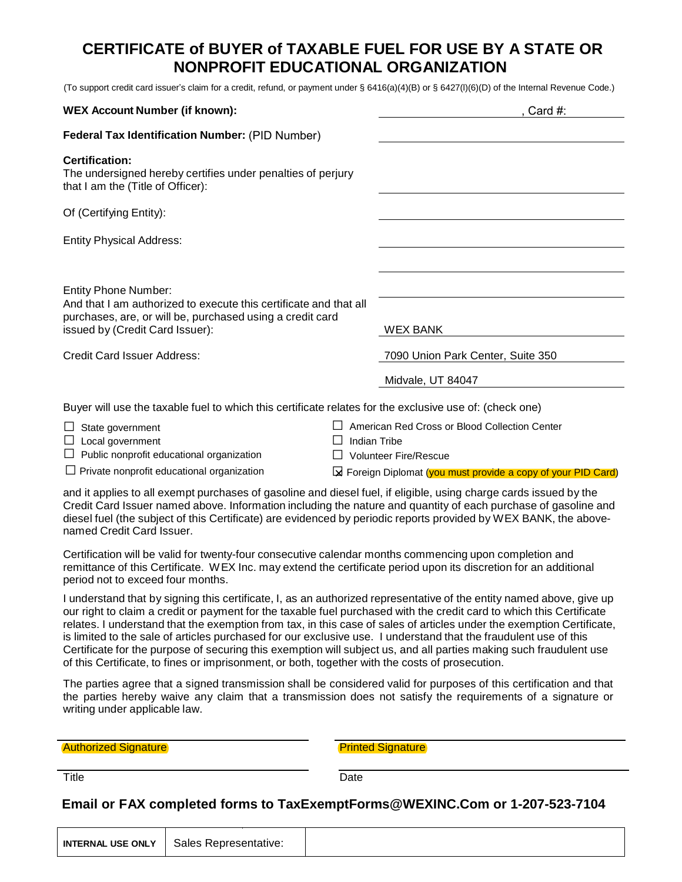# CERTIFICATE of BUYER of TAXABLE FUEL FOR USE BY A STATE OR NONPROFIT EDUCATIONAL ORGANIZATION

(To support credit card issuer's claim for a credit, refund, or payment under § 6416(a)(4)(B) or § 6427(l)(6)(D) of the Internal Revenue Code.)

**WEX Account Number (if known):** ______________________, Card #: __________

**Federal Tax Identification Number:** (PID Number) ______________________

**Certification:**
The undersigned hereby certifies under penalties of perjury that I am the (Title of Officer): ______________________

Of (Certifying Entity): ______________________

Entity Physical Address: ______________________

______________________

Entity Phone Number: ______________________

And that I am authorized to execute this certificate and that all purchases, are, or will be, purchased using a credit card issued by (Credit Card Issuer): WEX BANK

Credit Card Issuer Address: 7090 Union Park Center, Suite 350
Midvale, UT 84047

Buyer will use the taxable fuel to which this certificate relates for the exclusive use of: (check one)

- ☐ State government
- ☐ Local government
- ☐ Public nonprofit educational organization
- ☐ Private nonprofit educational organization
- ☐ American Red Cross or Blood Collection Center
- ☐ Indian Tribe
- ☐ Volunteer Fire/Rescue
- ☒ Foreign Diplomat (you must provide a copy of your PID Card)

and it applies to all exempt purchases of gasoline and diesel fuel, if eligible, using charge cards issued by the Credit Card Issuer named above. Information including the nature and quantity of each purchase of gasoline and diesel fuel (the subject of this Certificate) are evidenced by periodic reports provided by WEX BANK, the above-named Credit Card Issuer.

Certification will be valid for twenty-four consecutive calendar months commencing upon completion and remittance of this Certificate. WEX Inc. may extend the certificate period upon its discretion for an additional period not to exceed four months.

I understand that by signing this certificate, I, as an authorized representative of the entity named above, give up our right to claim a credit or payment for the taxable fuel purchased with the credit card to which this Certificate relates. I understand that the exemption from tax, in this case of sales of articles under the exemption Certificate, is limited to the sale of articles purchased for our exclusive use. I understand that the fraudulent use of this Certificate for the purpose of securing this exemption will subject us, and all parties making such fraudulent use of this Certificate, to fines or imprisonment, or both, together with the costs of prosecution.

The parties agree that a signed transmission shall be considered valid for purposes of this certification and that the parties hereby waive any claim that a transmission does not satisfy the requirements of a signature or writing under applicable law.

______________________ Authorized Signature ______________________ Printed Signature

______________________ Title ______________________ Date

**Email or FAX completed forms to TaxExemptForms@WEXINC.Com or 1-207-523-7104**

| **INTERNAL USE ONLY** | Sales Representative: | |
|---|---|---|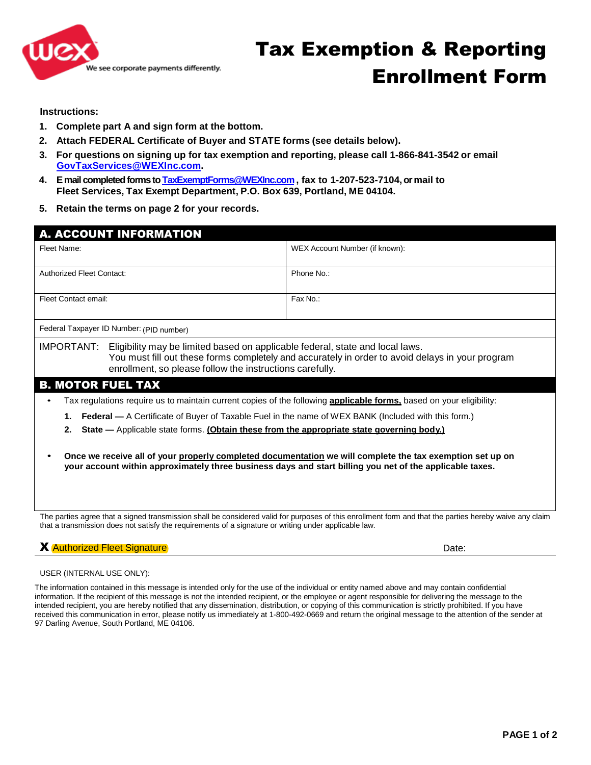# Tax Exemption & Reporting Enrollment Form

**Instructions:**

1. **Complete part A and sign form at the bottom.**
2. **Attach FEDERAL Certificate of Buyer and STATE forms (see details below).**
3. **For questions on signing up for tax exemption and reporting, please call 1-866-841-3542 or email GovTaxServices@WEXInc.com.**
4. **E mail completed forms to TaxExemptForms@WEXInc.com , fax to 1-207-523-7104, or mail to Fleet Services, Tax Exempt Department, P.O. Box 639, Portland, ME 04104.**
5. **Retain the terms on page 2 for your records.**

## A. ACCOUNT INFORMATION

| Fleet Name: | WEX Account Number (if known): |
|---|---|
| Authorized Fleet Contact: | Phone No.: |
| Fleet Contact email: | Fax No.: |
| Federal Taxpayer ID Number: (PID number) | |

IMPORTANT: Eligibility may be limited based on applicable federal, state and local laws. You must fill out these forms completely and accurately in order to avoid delays in your program enrollment, so please follow the instructions carefully.

## B. MOTOR FUEL TAX

- Tax regulations require us to maintain current copies of the following **applicable forms,** based on your eligibility:
  1. **Federal —** A Certificate of Buyer of Taxable Fuel in the name of WEX BANK (Included with this form.)
  2. **State —** Applicable state forms. **(Obtain these from the appropriate state governing body.)**
- **Once we receive all of your properly completed documentation we will complete the tax exemption set up on your account within approximately three business days and start billing you net of the applicable taxes.**

The parties agree that a signed transmission shall be considered valid for purposes of this enrollment form and that the parties hereby waive any claim that a transmission does not satisfy the requirements of a signature or writing under applicable law.

**X** Authorized Fleet Signature Date:

USER (INTERNAL USE ONLY):

The information contained in this message is intended only for the use of the individual or entity named above and may contain confidential information. If the recipient of this message is not the intended recipient, or the employee or agent responsible for delivering the message to the intended recipient, you are hereby notified that any dissemination, distribution, or copying of this communication is strictly prohibited. If you have received this communication in error, please notify us immediately at 1-800-492-0669 and return the original message to the attention of the sender at 97 Darling Avenue, South Portland, ME 04106.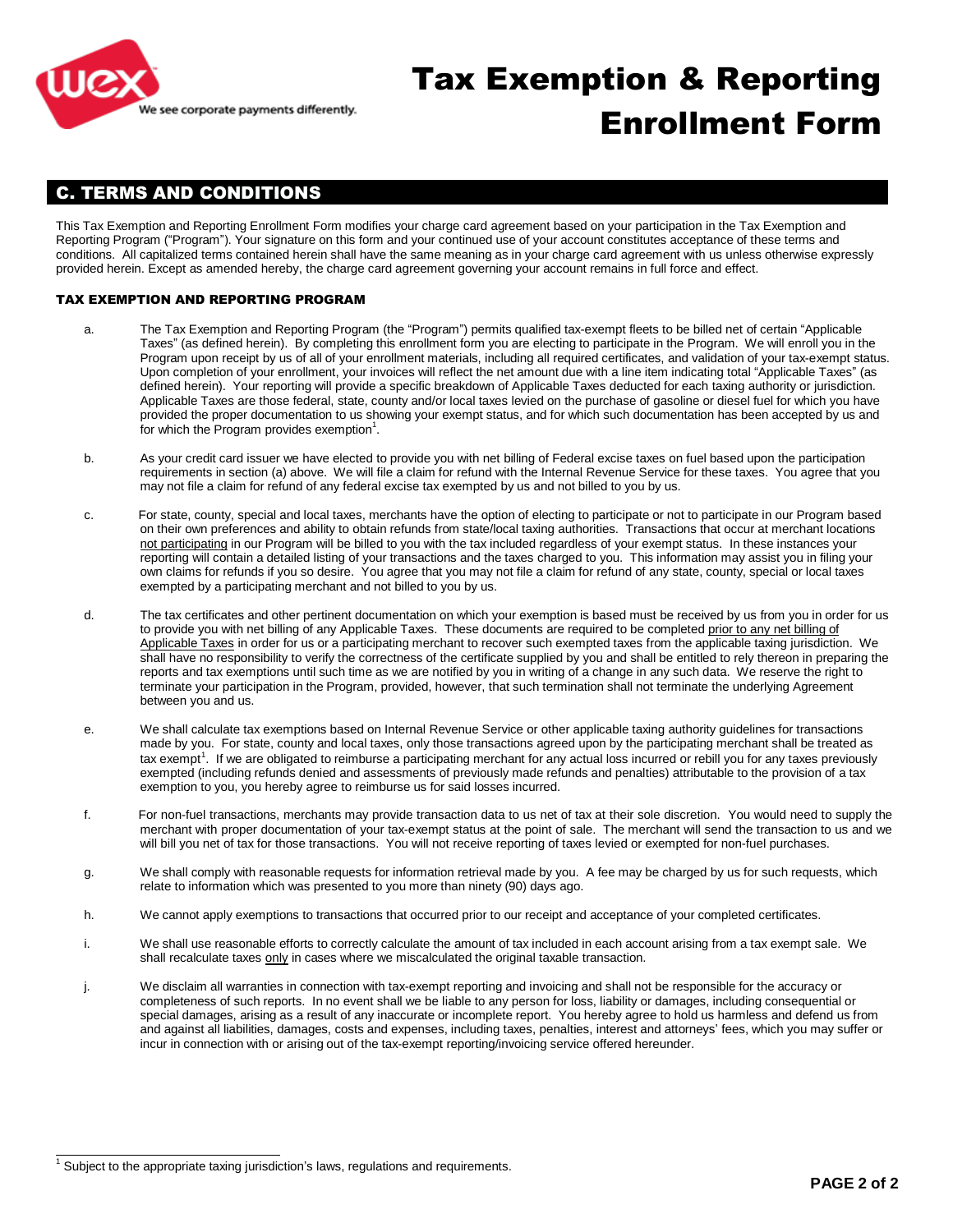# Tax Exemption & Reporting Enrollment Form

## C. TERMS AND CONDITIONS

This Tax Exemption and Reporting Enrollment Form modifies your charge card agreement based on your participation in the Tax Exemption and Reporting Program ("Program"). Your signature on this form and your continued use of your account constitutes acceptance of these terms and conditions. All capitalized terms contained herein shall have the same meaning as in your charge card agreement with us unless otherwise expressly provided herein. Except as amended hereby, the charge card agreement governing your account remains in full force and effect.

### TAX EXEMPTION AND REPORTING PROGRAM

a. The Tax Exemption and Reporting Program (the "Program") permits qualified tax-exempt fleets to be billed net of certain "Applicable Taxes" (as defined herein). By completing this enrollment form you are electing to participate in the Program. We will enroll you in the Program upon receipt by us of all of your enrollment materials, including all required certificates, and validation of your tax-exempt status. Upon completion of your enrollment, your invoices will reflect the net amount due with a line item indicating total "Applicable Taxes" (as defined herein). Your reporting will provide a specific breakdown of Applicable Taxes deducted for each taxing authority or jurisdiction. Applicable Taxes are those federal, state, county and/or local taxes levied on the purchase of gasoline or diesel fuel for which you have provided the proper documentation to us showing your exempt status, and for which such documentation has been accepted by us and for which the Program provides exemption[1].

b. As your credit card issuer we have elected to provide you with net billing of Federal excise taxes on fuel based upon the participation requirements in section (a) above. We will file a claim for refund with the Internal Revenue Service for these taxes. You agree that you may not file a claim for refund of any federal excise tax exempted by us and not billed to you by us.

c. For state, county, special and local taxes, merchants have the option of electing to participate or not to participate in our Program based on their own preferences and ability to obtain refunds from state/local taxing authorities. Transactions that occur at merchant locations not participating in our Program will be billed to you with the tax included regardless of your exempt status. In these instances your reporting will contain a detailed listing of your transactions and the taxes charged to you. This information may assist you in filing your own claims for refunds if you so desire. You agree that you may not file a claim for refund of any state, county, special or local taxes exempted by a participating merchant and not billed to you by us.

d. The tax certificates and other pertinent documentation on which your exemption is based must be received by us from you in order for us to provide you with net billing of any Applicable Taxes. These documents are required to be completed prior to any net billing of Applicable Taxes in order for us or a participating merchant to recover such exempted taxes from the applicable taxing jurisdiction. We shall have no responsibility to verify the correctness of the certificate supplied by you and shall be entitled to rely thereon in preparing the reports and tax exemptions until such time as we are notified by you in writing of a change in any such data. We reserve the right to terminate your participation in the Program, provided, however, that such termination shall not terminate the underlying Agreement between you and us.

e. We shall calculate tax exemptions based on Internal Revenue Service or other applicable taxing authority guidelines for transactions made by you. For state, county and local taxes, only those transactions agreed upon by the participating merchant shall be treated as tax exempt[1]. If we are obligated to reimburse a participating merchant for any actual loss incurred or rebill you for any taxes previously exempted (including refunds denied and assessments of previously made refunds and penalties) attributable to the provision of a tax exemption to you, you hereby agree to reimburse us for said losses incurred.

f. For non-fuel transactions, merchants may provide transaction data to us net of tax at their sole discretion. You would need to supply the merchant with proper documentation of your tax-exempt status at the point of sale. The merchant will send the transaction to us and we will bill you net of tax for those transactions. You will not receive reporting of taxes levied or exempted for non-fuel purchases.

g. We shall comply with reasonable requests for information retrieval made by you. A fee may be charged by us for such requests, which relate to information which was presented to you more than ninety (90) days ago.

h. We cannot apply exemptions to transactions that occurred prior to our receipt and acceptance of your completed certificates.

i. We shall use reasonable efforts to correctly calculate the amount of tax included in each account arising from a tax exempt sale. We shall recalculate taxes only in cases where we miscalculated the original taxable transaction.

j. We disclaim all warranties in connection with tax-exempt reporting and invoicing and shall not be responsible for the accuracy or completeness of such reports. In no event shall we be liable to any person for loss, liability or damages, including consequential or special damages, arising as a result of any inaccurate or incomplete report. You hereby agree to hold us harmless and defend us from and against all liabilities, damages, costs and expenses, including taxes, penalties, interest and attorneys' fees, which you may suffer or incur in connection with or arising out of the tax-exempt reporting/invoicing service offered hereunder.

[1] Subject to the appropriate taxing jurisdiction's laws, regulations and requirements.